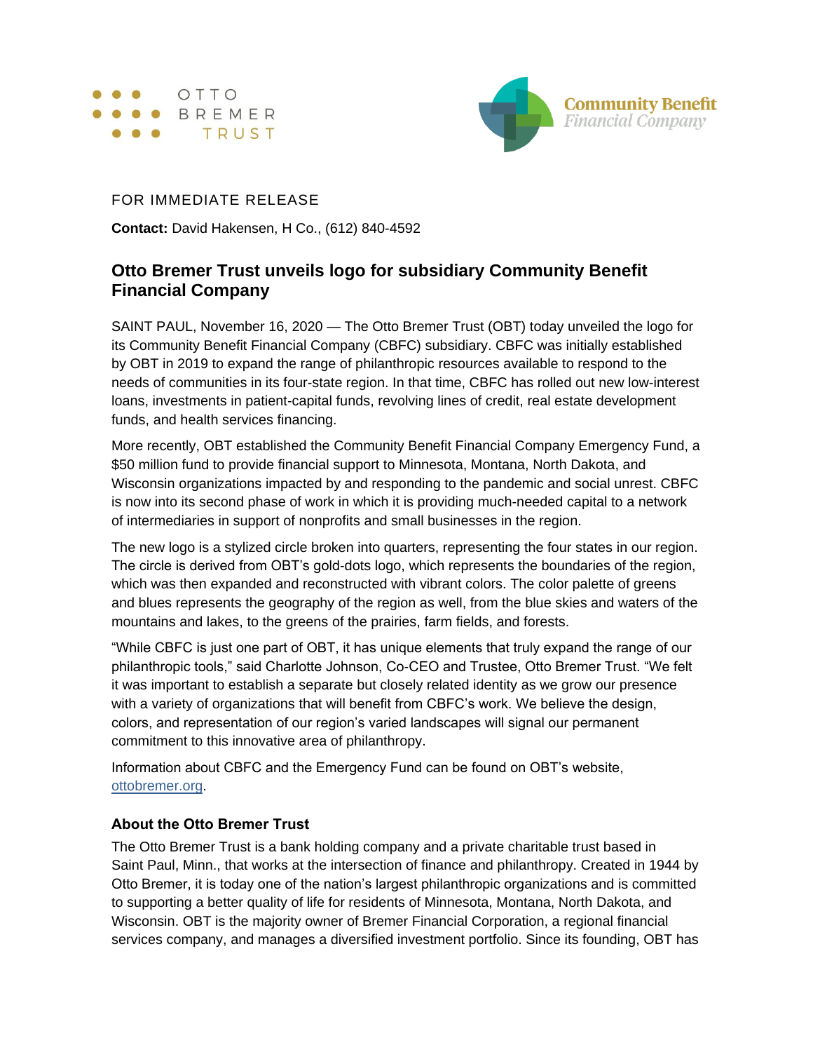FOR IMMEDIATE RELEASE

**Contact:** David Hakensen, H Co., (612) 840-4592

## Otto Bremer Trust unveils logo for subsidiary Community Benefit Financial Company

SAINT PAUL, November 16, 2020 — The Otto Bremer Trust (OBT) today unveiled the logo for its Community Benefit Financial Company (CBFC) subsidiary. CBFC was initially established by OBT in 2019 to expand the range of philanthropic resources available to respond to the needs of communities in its four-state region. In that time, CBFC has rolled out new low-interest loans, investments in patient-capital funds, revolving lines of credit, real estate development funds, and health services financing.

More recently, OBT established the Community Benefit Financial Company Emergency Fund, a $50 million fund to provide financial support to Minnesota, Montana, North Dakota, and Wisconsin organizations impacted by and responding to the pandemic and social unrest. CBFC is now into its second phase of work in which it is providing much-needed capital to a network of intermediaries in support of nonprofits and small businesses in the region.

The new logo is a stylized circle broken into quarters, representing the four states in our region. The circle is derived from OBT's gold-dots logo, which represents the boundaries of the region, which was then expanded and reconstructed with vibrant colors. The color palette of greens and blues represents the geography of the region as well, from the blue skies and waters of the mountains and lakes, to the greens of the prairies, farm fields, and forests.

"While CBFC is just one part of OBT, it has unique elements that truly expand the range of our philanthropic tools," said Charlotte Johnson, Co-CEO and Trustee, Otto Bremer Trust. "We felt it was important to establish a separate but closely related identity as we grow our presence with a variety of organizations that will benefit from CBFC's work. We believe the design, colors, and representation of our region's varied landscapes will signal our permanent commitment to this innovative area of philanthropy.

Information about CBFC and the Emergency Fund can be found on OBT's website, ottobremer.org.

### About the Otto Bremer Trust

The Otto Bremer Trust is a bank holding company and a private charitable trust based in Saint Paul, Minn., that works at the intersection of finance and philanthropy. Created in 1944 by Otto Bremer, it is today one of the nation's largest philanthropic organizations and is committed to supporting a better quality of life for residents of Minnesota, Montana, North Dakota, and Wisconsin. OBT is the majority owner of Bremer Financial Corporation, a regional financial services company, and manages a diversified investment portfolio. Since its founding, OBT has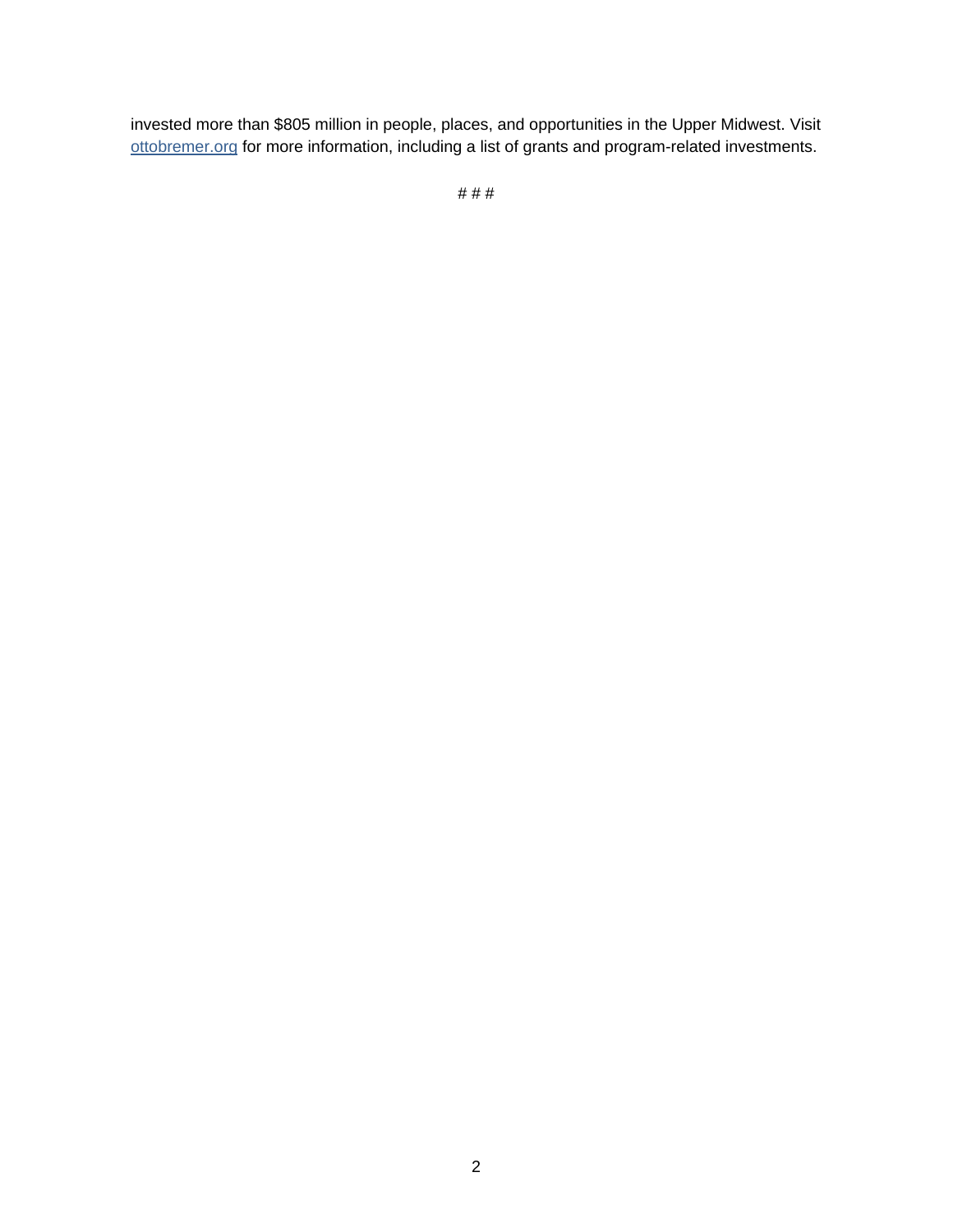invested more than $805 million in people, places, and opportunities in the Upper Midwest. Visit [ottobremer.org](https://ottobremer.org) for more information, including a list of grants and program-related investments.

# # #